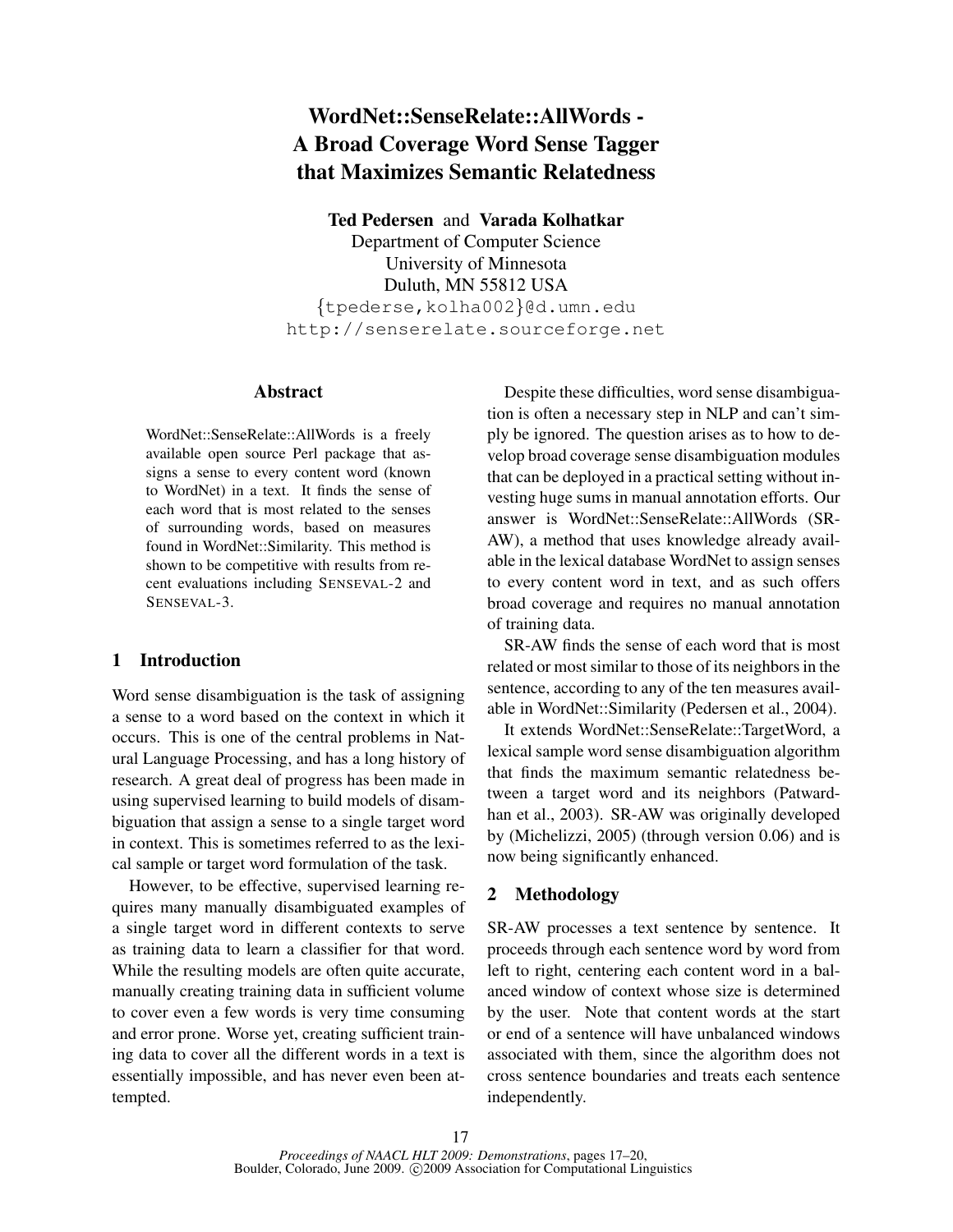# WordNet::SenseRelate::AllWords - A Broad Coverage Word Sense Tagger that Maximizes Semantic Relatedness

**Ted Pedersen** and **Varada Kolhatkar**
Department of Computer Science
University of Minnesota
Duluth, MN 55812 USA
{tpederse,kolha002}@d.umn.edu
http://senserelate.sourceforge.net

## Abstract

WordNet::SenseRelate::AllWords is a freely available open source Perl package that assigns a sense to every content word (known to WordNet) in a text. It finds the sense of each word that is most related to the senses of surrounding words, based on measures found in WordNet::Similarity. This method is shown to be competitive with results from recent evaluations including SENSEVAL-2 and SENSEVAL-3.

## 1 Introduction

Word sense disambiguation is the task of assigning a sense to a word based on the context in which it occurs. This is one of the central problems in Natural Language Processing, and has a long history of research. A great deal of progress has been made in using supervised learning to build models of disambiguation that assign a sense to a single target word in context. This is sometimes referred to as the lexical sample or target word formulation of the task.

However, to be effective, supervised learning requires many manually disambiguated examples of a single target word in different contexts to serve as training data to learn a classifier for that word. While the resulting models are often quite accurate, manually creating training data in sufficient volume to cover even a few words is very time consuming and error prone. Worse yet, creating sufficient training data to cover all the different words in a text is essentially impossible, and has never even been attempted.

Despite these difficulties, word sense disambiguation is often a necessary step in NLP and can't simply be ignored. The question arises as to how to develop broad coverage sense disambiguation modules that can be deployed in a practical setting without investing huge sums in manual annotation efforts. Our answer is WordNet::SenseRelate::AllWords (SR-AW), a method that uses knowledge already available in the lexical database WordNet to assign senses to every content word in text, and as such offers broad coverage and requires no manual annotation of training data.

SR-AW finds the sense of each word that is most related or most similar to those of its neighbors in the sentence, according to any of the ten measures available in WordNet::Similarity (Pedersen et al., 2004).

It extends WordNet::SenseRelate::TargetWord, a lexical sample word sense disambiguation algorithm that finds the maximum semantic relatedness between a target word and its neighbors (Patwardhan et al., 2003). SR-AW was originally developed by (Michelizzi, 2005) (through version 0.06) and is now being significantly enhanced.

## 2 Methodology

SR-AW processes a text sentence by sentence. It proceeds through each sentence word by word from left to right, centering each content word in a balanced window of context whose size is determined by the user. Note that content words at the start or end of a sentence will have unbalanced windows associated with them, since the algorithm does not cross sentence boundaries and treats each sentence independently.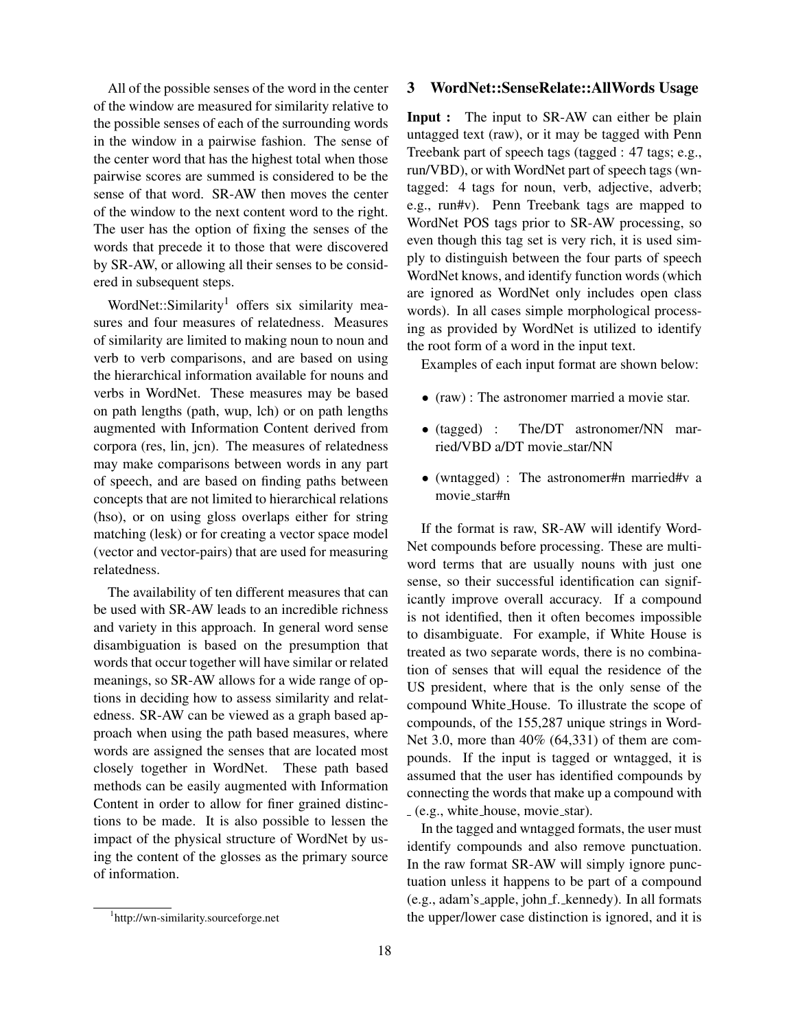All of the possible senses of the word in the center of the window are measured for similarity relative to the possible senses of each of the surrounding words in the window in a pairwise fashion. The sense of the center word that has the highest total when those pairwise scores are summed is considered to be the sense of that word. SR-AW then moves the center of the window to the next content word to the right. The user has the option of fixing the senses of the words that precede it to those that were discovered by SR-AW, or allowing all their senses to be considered in subsequent steps.

WordNet::Similarity[1] offers six similarity measures and four measures of relatedness. Measures of similarity are limited to making noun to noun and verb to verb comparisons, and are based on using the hierarchical information available for nouns and verbs in WordNet. These measures may be based on path lengths (path, wup, lch) or on path lengths augmented with Information Content derived from corpora (res, lin, jcn). The measures of relatedness may make comparisons between words in any part of speech, and are based on finding paths between concepts that are not limited to hierarchical relations (hso), or on using gloss overlaps either for string matching (lesk) or for creating a vector space model (vector and vector-pairs) that are used for measuring relatedness.

The availability of ten different measures that can be used with SR-AW leads to an incredible richness and variety in this approach. In general word sense disambiguation is based on the presumption that words that occur together will have similar or related meanings, so SR-AW allows for a wide range of options in deciding how to assess similarity and relatedness. SR-AW can be viewed as a graph based approach when using the path based measures, where words are assigned the senses that are located most closely together in WordNet. These path based methods can be easily augmented with Information Content in order to allow for finer grained distinctions to be made. It is also possible to lessen the impact of the physical structure of WordNet by using the content of the glosses as the primary source of information.

[1] http://wn-similarity.sourceforge.net

## 3 WordNet::SenseRelate::AllWords Usage

**Input :** The input to SR-AW can either be plain untagged text (raw), or it may be tagged with Penn Treebank part of speech tags (tagged : 47 tags; e.g., run/VBD), or with WordNet part of speech tags (wntagged: 4 tags for noun, verb, adjective, adverb; e.g., run#v). Penn Treebank tags are mapped to WordNet POS tags prior to SR-AW processing, so even though this tag set is very rich, it is used simply to distinguish between the four parts of speech WordNet knows, and identify function words (which are ignored as WordNet only includes open class words). In all cases simple morphological processing as provided by WordNet is utilized to identify the root form of a word in the input text.

Examples of each input format are shown below:

- (raw) : The astronomer married a movie star.
- (tagged) : The/DT astronomer/NN married/VBD a/DT movie_star/NN
- (wntagged) : The astronomer#n married#v a movie_star#n

If the format is raw, SR-AW will identify WordNet compounds before processing. These are multiword terms that are usually nouns with just one sense, so their successful identification can significantly improve overall accuracy. If a compound is not identified, then it often becomes impossible to disambiguate. For example, if White House is treated as two separate words, there is no combination of senses that will equal the residence of the US president, where that is the only sense of the compound White_House. To illustrate the scope of compounds, of the 155,287 unique strings in WordNet 3.0, more than 40% (64,331) of them are compounds. If the input is tagged or wntagged, it is assumed that the user has identified compounds by connecting the words that make up a compound with _ (e.g., white_house, movie_star).

In the tagged and wntagged formats, the user must identify compounds and also remove punctuation. In the raw format SR-AW will simply ignore punctuation unless it happens to be part of a compound (e.g., adam's_apple, john_f._kennedy). In all formats the upper/lower case distinction is ignored, and it is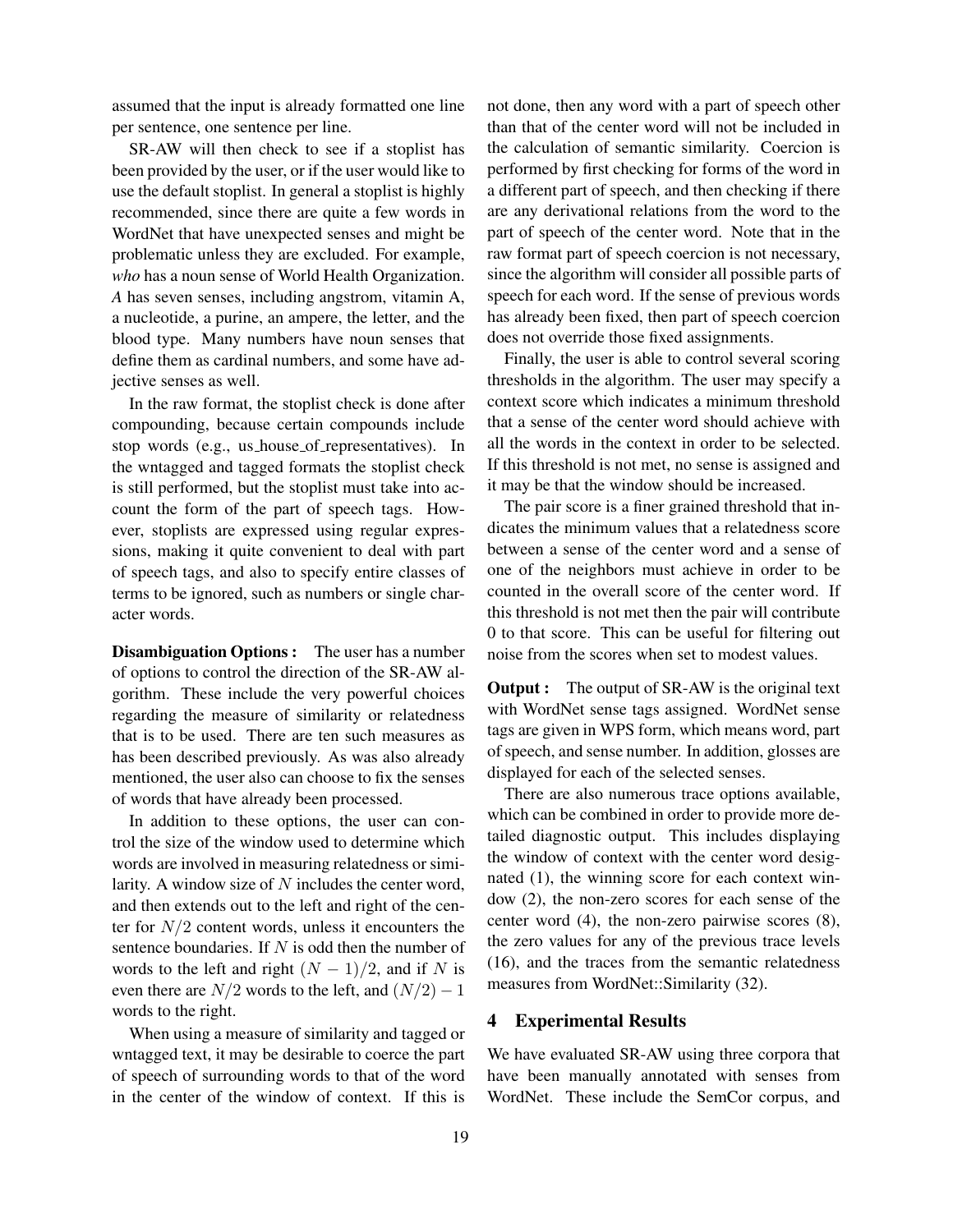assumed that the input is already formatted one line per sentence, one sentence per line.

SR-AW will then check to see if a stoplist has been provided by the user, or if the user would like to use the default stoplist. In general a stoplist is highly recommended, since there are quite a few words in WordNet that have unexpected senses and might be problematic unless they are excluded. For example, *who* has a noun sense of World Health Organization. *A* has seven senses, including angstrom, vitamin A, a nucleotide, a purine, an ampere, the letter, and the blood type. Many numbers have noun senses that define them as cardinal numbers, and some have adjective senses as well.

In the raw format, the stoplist check is done after compounding, because certain compounds include stop words (e.g., us_house_of_representatives). In the wntagged and tagged formats the stoplist check is still performed, but the stoplist must take into account the form of the part of speech tags. However, stoplists are expressed using regular expressions, making it quite convenient to deal with part of speech tags, and also to specify entire classes of terms to be ignored, such as numbers or single character words.

**Disambiguation Options :** The user has a number of options to control the direction of the SR-AW algorithm. These include the very powerful choices regarding the measure of similarity or relatedness that is to be used. There are ten such measures as has been described previously. As was also already mentioned, the user also can choose to fix the senses of words that have already been processed.

In addition to these options, the user can control the size of the window used to determine which words are involved in measuring relatedness or similarity. A window size of $N$ includes the center word, and then extends out to the left and right of the center for $N/2$ content words, unless it encounters the sentence boundaries. If $N$ is odd then the number of words to the left and right $(N-1)/2$, and if $N$ is even there are $N/2$ words to the left, and $(N/2)-1$ words to the right.

When using a measure of similarity and tagged or wntagged text, it may be desirable to coerce the part of speech of surrounding words to that of the word in the center of the window of context. If this is not done, then any word with a part of speech other than that of the center word will not be included in the calculation of semantic similarity. Coercion is performed by first checking for forms of the word in a different part of speech, and then checking if there are any derivational relations from the word to the part of speech of the center word. Note that in the raw format part of speech coercion is not necessary, since the algorithm will consider all possible parts of speech for each word. If the sense of previous words has already been fixed, then part of speech coercion does not override those fixed assignments.

Finally, the user is able to control several scoring thresholds in the algorithm. The user may specify a context score which indicates a minimum threshold that a sense of the center word should achieve with all the words in the context in order to be selected. If this threshold is not met, no sense is assigned and it may be that the window should be increased.

The pair score is a finer grained threshold that indicates the minimum values that a relatedness score between a sense of the center word and a sense of one of the neighbors must achieve in order to be counted in the overall score of the center word. If this threshold is not met then the pair will contribute 0 to that score. This can be useful for filtering out noise from the scores when set to modest values.

**Output :** The output of SR-AW is the original text with WordNet sense tags assigned. WordNet sense tags are given in WPS form, which means word, part of speech, and sense number. In addition, glosses are displayed for each of the selected senses.

There are also numerous trace options available, which can be combined in order to provide more detailed diagnostic output. This includes displaying the window of context with the center word designated (1), the winning score for each context window (2), the non-zero scores for each sense of the center word (4), the non-zero pairwise scores (8), the zero values for any of the previous trace levels (16), and the traces from the semantic relatedness measures from WordNet::Similarity (32).

## 4 Experimental Results

We have evaluated SR-AW using three corpora that have been manually annotated with senses from WordNet. These include the SemCor corpus, and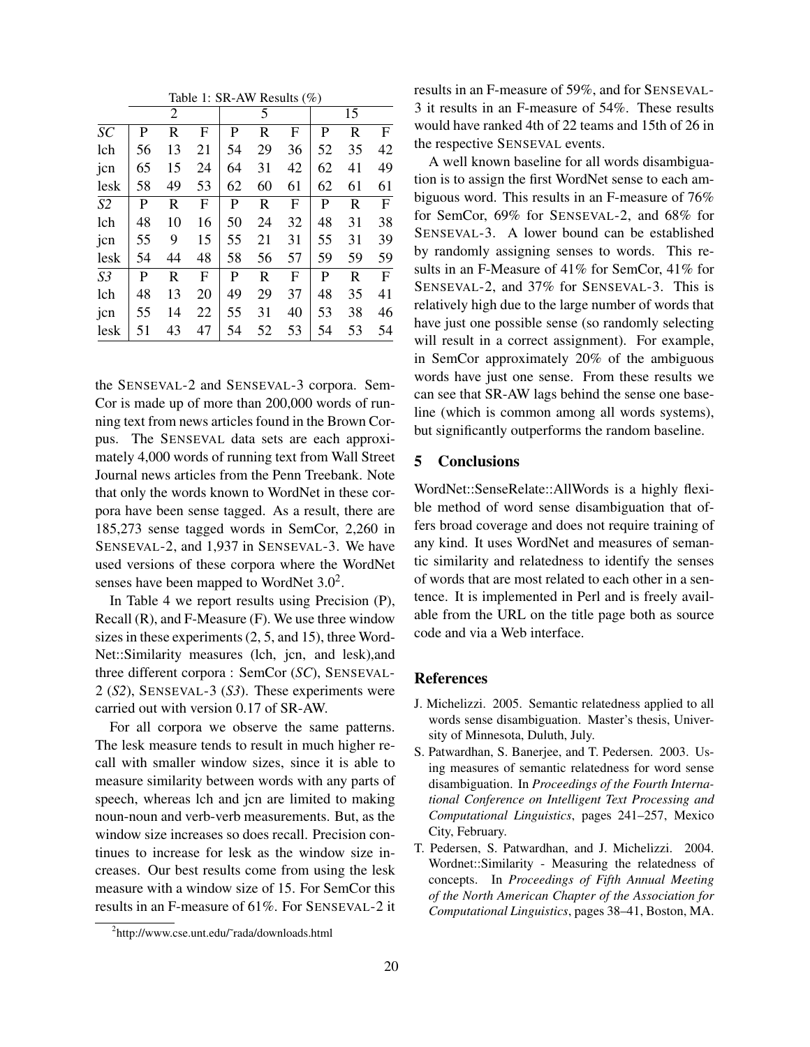Table 1: SR-AW Results (%)

| | 2 | | | 5 | | | 15 | | |
|---|---|---|---|---|---|---|---|---|---|
| *SC* | P | R | F | P | R | F | P | R | F |
| lch | 56 | 13 | 21 | 54 | 29 | 36 | 52 | 35 | 42 |
| jcn | 65 | 15 | 24 | 64 | 31 | 42 | 62 | 41 | 49 |
| lesk | 58 | 49 | 53 | 62 | 60 | 61 | 62 | 61 | 61 |
| *S2* | P | R | F | P | R | F | P | R | F |
| lch | 48 | 10 | 16 | 50 | 24 | 32 | 48 | 31 | 38 |
| jcn | 55 | 9 | 15 | 55 | 21 | 31 | 55 | 31 | 39 |
| lesk | 54 | 44 | 48 | 58 | 56 | 57 | 59 | 59 | 59 |
| *S3* | P | R | F | P | R | F | P | R | F |
| lch | 48 | 13 | 20 | 49 | 29 | 37 | 48 | 35 | 41 |
| jcn | 55 | 14 | 22 | 55 | 31 | 40 | 53 | 38 | 46 |
| lesk | 51 | 43 | 47 | 54 | 52 | 53 | 54 | 53 | 54 |

the SENSEVAL-2 and SENSEVAL-3 corpora. SemCor is made up of more than 200,000 words of running text from news articles found in the Brown Corpus. The SENSEVAL data sets are each approximately 4,000 words of running text from Wall Street Journal news articles from the Penn Treebank. Note that only the words known to WordNet in these corpora have been sense tagged. As a result, there are 185,273 sense tagged words in SemCor, 2,260 in SENSEVAL-2, and 1,937 in SENSEVAL-3. We have used versions of these corpora where the WordNet senses have been mapped to WordNet 3.0[2].

In Table 4 we report results using Precision (P), Recall (R), and F-Measure (F). We use three window sizes in these experiments (2, 5, and 15), three WordNet::Similarity measures (lch, jcn, and lesk),and three different corpora : SemCor (*SC*), SENSEVAL-2 (*S2*), SENSEVAL-3 (*S3*). These experiments were carried out with version 0.17 of SR-AW.

For all corpora we observe the same patterns. The lesk measure tends to result in much higher recall with smaller window sizes, since it is able to measure similarity between words with any parts of speech, whereas lch and jcn are limited to making noun-noun and verb-verb measurements. But, as the window size increases so does recall. Precision continues to increase for lesk as the window size increases. Our best results come from using the lesk measure with a window size of 15. For SemCor this results in an F-measure of 61%. For SENSEVAL-2 it results in an F-measure of 59%, and for SENSEVAL-3 it results in an F-measure of 54%. These results would have ranked 4th of 22 teams and 15th of 26 in the respective SENSEVAL events.

A well known baseline for all words disambiguation is to assign the first WordNet sense to each ambiguous word. This results in an F-measure of 76% for SemCor, 69% for SENSEVAL-2, and 68% for SENSEVAL-3. A lower bound can be established by randomly assigning senses to words. This results in an F-Measure of 41% for SemCor, 41% for SENSEVAL-2, and 37% for SENSEVAL-3. This is relatively high due to the large number of words that have just one possible sense (so randomly selecting will result in a correct assignment). For example, in SemCor approximately 20% of the ambiguous words have just one sense. From these results we can see that SR-AW lags behind the sense one baseline (which is common among all words systems), but significantly outperforms the random baseline.

## 5 Conclusions

WordNet::SenseRelate::AllWords is a highly flexible method of word sense disambiguation that offers broad coverage and does not require training of any kind. It uses WordNet and measures of semantic similarity and relatedness to identify the senses of words that are most related to each other in a sentence. It is implemented in Perl and is freely available from the URL on the title page both as source code and via a Web interface.

## References

J. Michelizzi. 2005. Semantic relatedness applied to all words sense disambiguation. Master's thesis, University of Minnesota, Duluth, July.

S. Patwardhan, S. Banerjee, and T. Pedersen. 2003. Using measures of semantic relatedness for word sense disambiguation. In *Proceedings of the Fourth International Conference on Intelligent Text Processing and Computational Linguistics*, pages 241–257, Mexico City, February.

T. Pedersen, S. Patwardhan, and J. Michelizzi. 2004. Wordnet::Similarity - Measuring the relatedness of concepts. In *Proceedings of Fifth Annual Meeting of the North American Chapter of the Association for Computational Linguistics*, pages 38–41, Boston, MA.

[2] http://www.cse.unt.edu/~rada/downloads.html